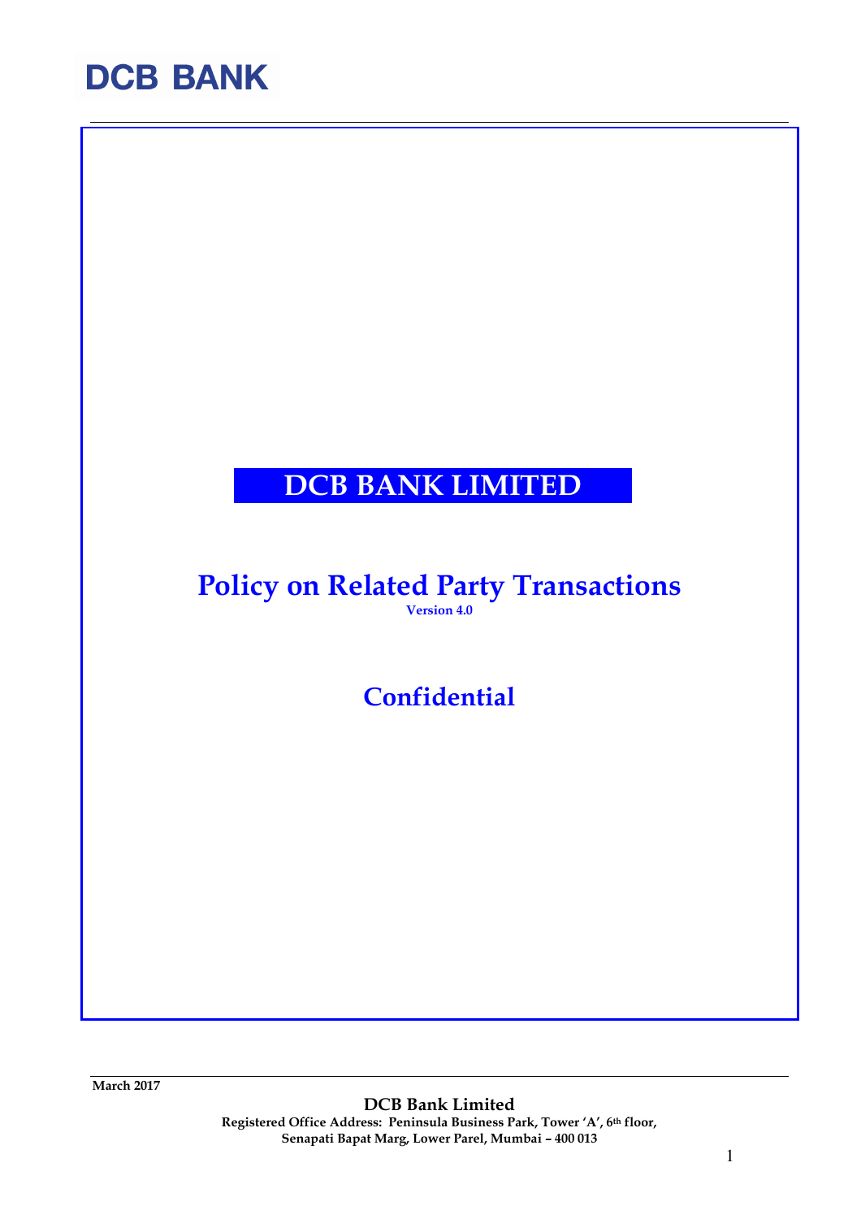DCB BANK

# DCB BANK LIMITED

## Policy on Related Party Transactions

**Version 4.0**

## Confidential

March 2017

**DCB Bank Limited**

**Registered Office Address: Peninsula Business Park, Tower 'A', 6th floor, Senapati Bapat Marg, Lower Parel, Mumbai – 400 013**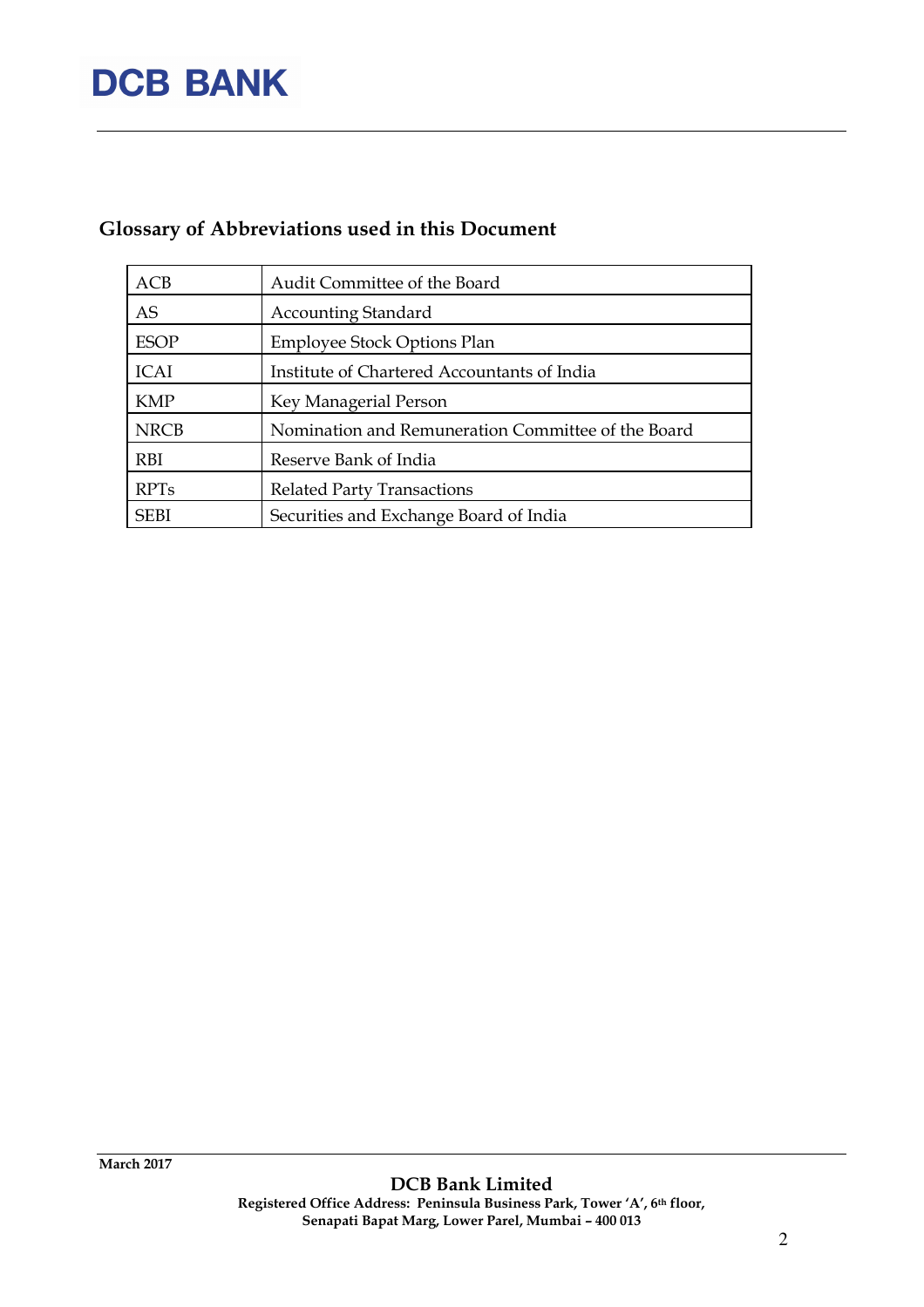## Glossary of Abbreviations used in this Document

| | |
|---|---|
| ACB | Audit Committee of the Board |
| AS | Accounting Standard |
| ESOP | Employee Stock Options Plan |
| ICAI | Institute of Chartered Accountants of India |
| KMP | Key Managerial Person |
| NRCB | Nomination and Remuneration Committee of the Board |
| RBI | Reserve Bank of India |
| RPTs | Related Party Transactions |
| SEBI | Securities and Exchange Board of India |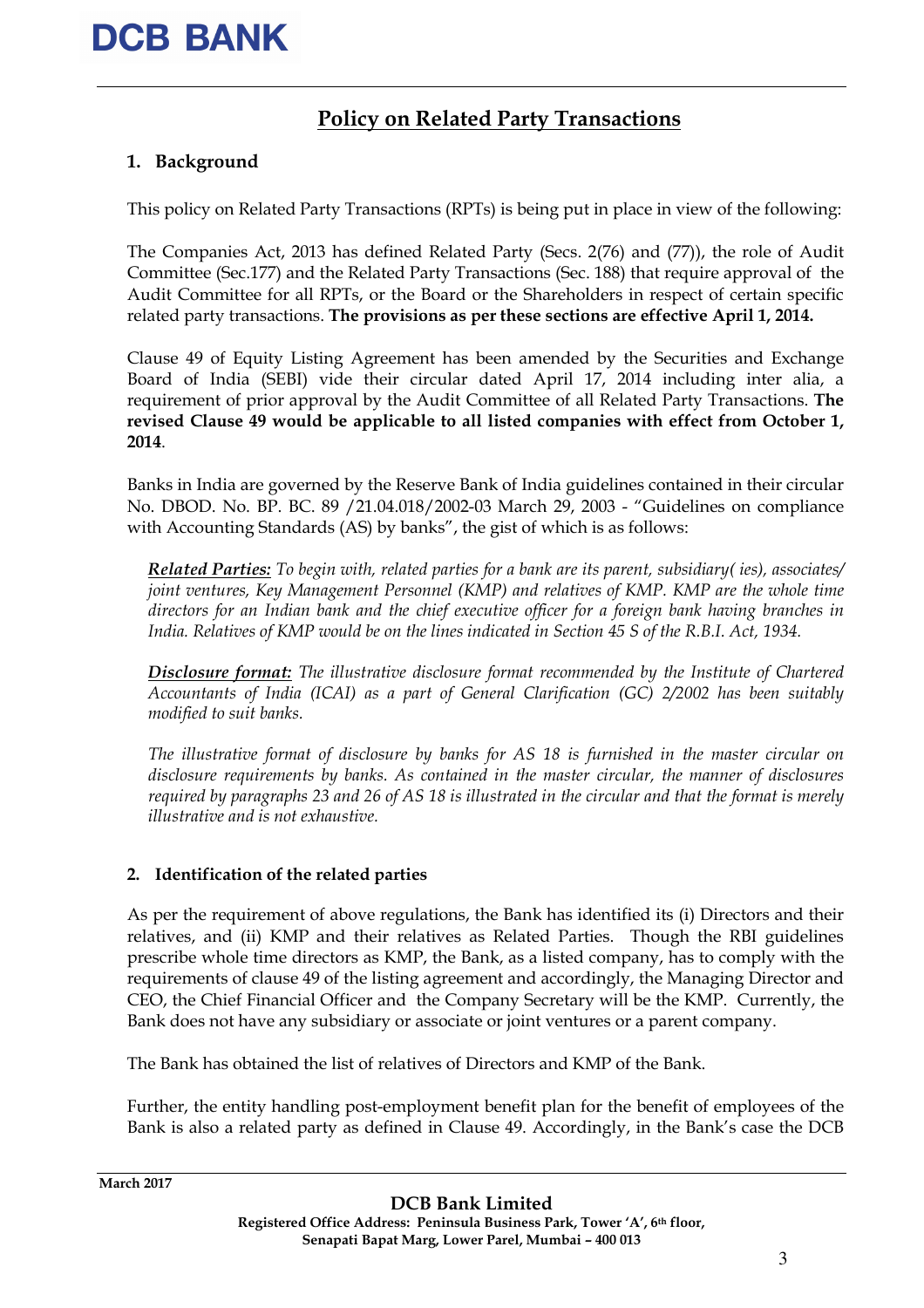# Policy on Related Party Transactions

## 1. Background

This policy on Related Party Transactions (RPTs) is being put in place in view of the following:

The Companies Act, 2013 has defined Related Party (Secs. 2(76) and (77)), the role of Audit Committee (Sec.177) and the Related Party Transactions (Sec. 188) that require approval of the Audit Committee for all RPTs, or the Board or the Shareholders in respect of certain specific related party transactions. **The provisions as per these sections are effective April 1, 2014.**

Clause 49 of Equity Listing Agreement has been amended by the Securities and Exchange Board of India (SEBI) vide their circular dated April 17, 2014 including inter alia, a requirement of prior approval by the Audit Committee of all Related Party Transactions. **The revised Clause 49 would be applicable to all listed companies with effect from October 1, 2014**.

Banks in India are governed by the Reserve Bank of India guidelines contained in their circular No. DBOD. No. BP. BC. 89 /21.04.018/2002-03 March 29, 2003 - "Guidelines on compliance with Accounting Standards (AS) by banks", the gist of which is as follows:

> ***Related Parties:*** *To begin with, related parties for a bank are its parent, subsidiary( ies), associates/ joint ventures, Key Management Personnel (KMP) and relatives of KMP. KMP are the whole time directors for an Indian bank and the chief executive officer for a foreign bank having branches in India. Relatives of KMP would be on the lines indicated in Section 45 S of the R.B.I. Act, 1934.*
>
> ***Disclosure format:*** *The illustrative disclosure format recommended by the Institute of Chartered Accountants of India (ICAI) as a part of General Clarification (GC) 2/2002 has been suitably modified to suit banks.*
>
> *The illustrative format of disclosure by banks for AS 18 is furnished in the master circular on disclosure requirements by banks. As contained in the master circular, the manner of disclosures required by paragraphs 23 and 26 of AS 18 is illustrated in the circular and that the format is merely illustrative and is not exhaustive.*

## 2. Identification of the related parties

As per the requirement of above regulations, the Bank has identified its (i) Directors and their relatives, and (ii) KMP and their relatives as Related Parties. Though the RBI guidelines prescribe whole time directors as KMP, the Bank, as a listed company, has to comply with the requirements of clause 49 of the listing agreement and accordingly, the Managing Director and CEO, the Chief Financial Officer and the Company Secretary will be the KMP. Currently, the Bank does not have any subsidiary or associate or joint ventures or a parent company.

The Bank has obtained the list of relatives of Directors and KMP of the Bank.

Further, the entity handling post-employment benefit plan for the benefit of employees of the Bank is also a related party as defined in Clause 49. Accordingly, in the Bank's case the DCB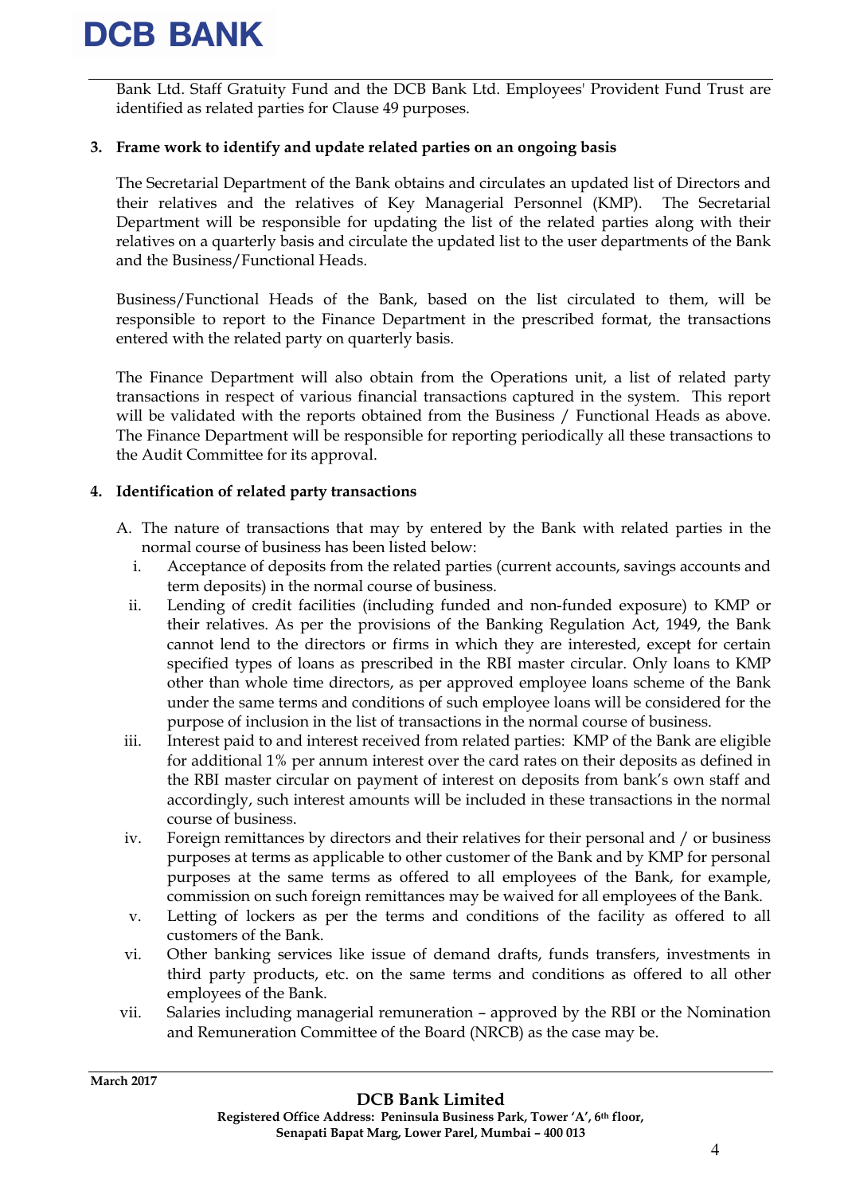Bank Ltd. Staff Gratuity Fund and the DCB Bank Ltd. Employees' Provident Fund Trust are identified as related parties for Clause 49 purposes.

**3. Frame work to identify and update related parties on an ongoing basis**

The Secretarial Department of the Bank obtains and circulates an updated list of Directors and their relatives and the relatives of Key Managerial Personnel (KMP). The Secretarial Department will be responsible for updating the list of the related parties along with their relatives on a quarterly basis and circulate the updated list to the user departments of the Bank and the Business/Functional Heads.

Business/Functional Heads of the Bank, based on the list circulated to them, will be responsible to report to the Finance Department in the prescribed format, the transactions entered with the related party on quarterly basis.

The Finance Department will also obtain from the Operations unit, a list of related party transactions in respect of various financial transactions captured in the system. This report will be validated with the reports obtained from the Business / Functional Heads as above. The Finance Department will be responsible for reporting periodically all these transactions to the Audit Committee for its approval.

**4. Identification of related party transactions**

A. The nature of transactions that may by entered by the Bank with related parties in the normal course of business has been listed below:

   i. Acceptance of deposits from the related parties (current accounts, savings accounts and term deposits) in the normal course of business.

   ii. Lending of credit facilities (including funded and non-funded exposure) to KMP or their relatives. As per the provisions of the Banking Regulation Act, 1949, the Bank cannot lend to the directors or firms in which they are interested, except for certain specified types of loans as prescribed in the RBI master circular. Only loans to KMP other than whole time directors, as per approved employee loans scheme of the Bank under the same terms and conditions of such employee loans will be considered for the purpose of inclusion in the list of transactions in the normal course of business.

   iii. Interest paid to and interest received from related parties: KMP of the Bank are eligible for additional 1% per annum interest over the card rates on their deposits as defined in the RBI master circular on payment of interest on deposits from bank's own staff and accordingly, such interest amounts will be included in these transactions in the normal course of business.

   iv. Foreign remittances by directors and their relatives for their personal and / or business purposes at terms as applicable to other customer of the Bank and by KMP for personal purposes at the same terms as offered to all employees of the Bank, for example, commission on such foreign remittances may be waived for all employees of the Bank.

   v. Letting of lockers as per the terms and conditions of the facility as offered to all customers of the Bank.

   vi. Other banking services like issue of demand drafts, funds transfers, investments in third party products, etc. on the same terms and conditions as offered to all other employees of the Bank.

   vii. Salaries including managerial remuneration – approved by the RBI or the Nomination and Remuneration Committee of the Board (NRCB) as the case may be.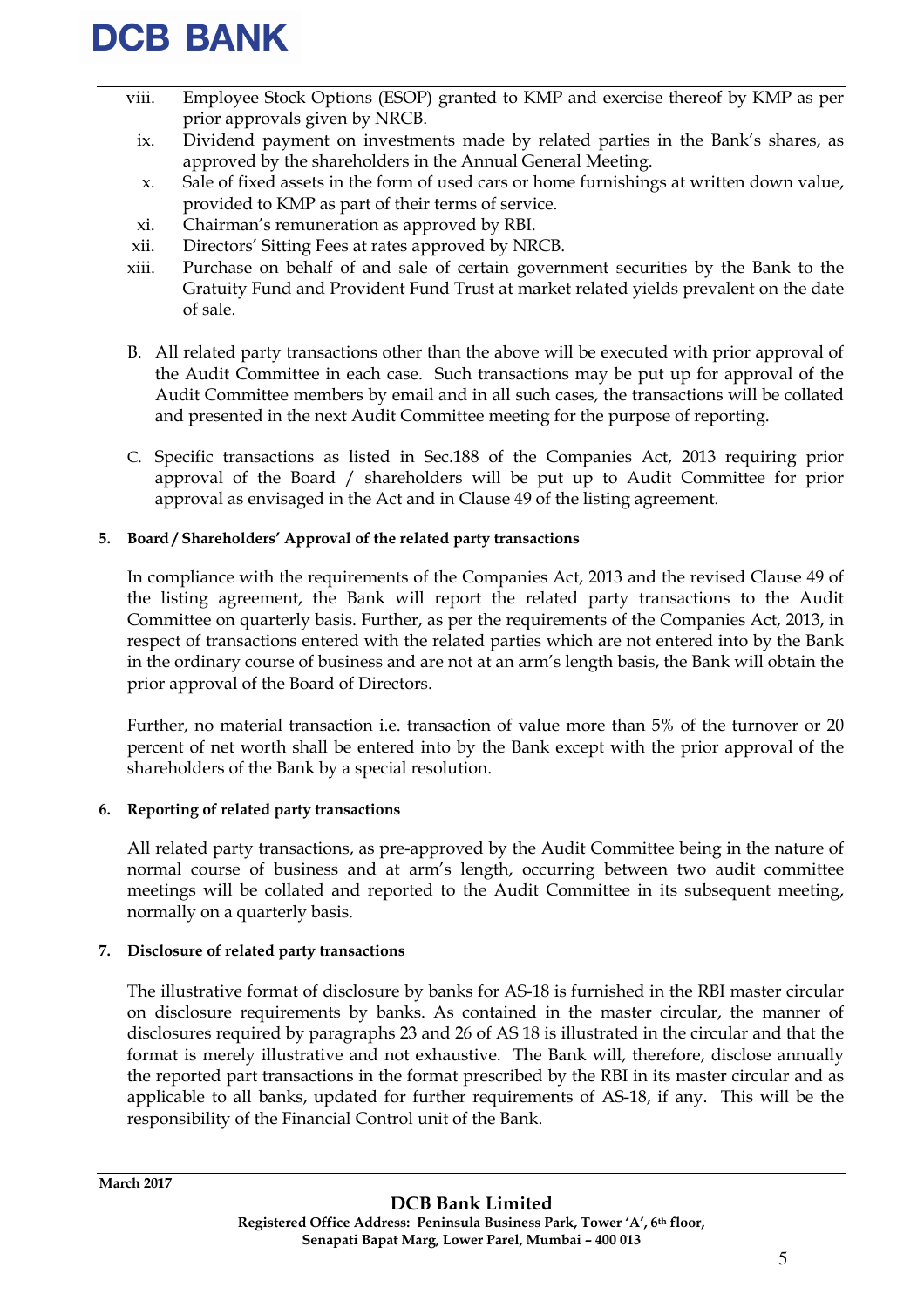viii. Employee Stock Options (ESOP) granted to KMP and exercise thereof by KMP as per prior approvals given by NRCB.

ix. Dividend payment on investments made by related parties in the Bank's shares, as approved by the shareholders in the Annual General Meeting.

x. Sale of fixed assets in the form of used cars or home furnishings at written down value, provided to KMP as part of their terms of service.

xi. Chairman's remuneration as approved by RBI.

xii. Directors' Sitting Fees at rates approved by NRCB.

xiii. Purchase on behalf of and sale of certain government securities by the Bank to the Gratuity Fund and Provident Fund Trust at market related yields prevalent on the date of sale.

B. All related party transactions other than the above will be executed with prior approval of the Audit Committee in each case. Such transactions may be put up for approval of the Audit Committee members by email and in all such cases, the transactions will be collated and presented in the next Audit Committee meeting for the purpose of reporting.

C. Specific transactions as listed in Sec.188 of the Companies Act, 2013 requiring prior approval of the Board / shareholders will be put up to Audit Committee for prior approval as envisaged in the Act and in Clause 49 of the listing agreement.

**5. Board / Shareholders' Approval of the related party transactions**

In compliance with the requirements of the Companies Act, 2013 and the revised Clause 49 of the listing agreement, the Bank will report the related party transactions to the Audit Committee on quarterly basis. Further, as per the requirements of the Companies Act, 2013, in respect of transactions entered with the related parties which are not entered into by the Bank in the ordinary course of business and are not at an arm's length basis, the Bank will obtain the prior approval of the Board of Directors.

Further, no material transaction i.e. transaction of value more than 5% of the turnover or 20 percent of net worth shall be entered into by the Bank except with the prior approval of the shareholders of the Bank by a special resolution.

**6. Reporting of related party transactions**

All related party transactions, as pre-approved by the Audit Committee being in the nature of normal course of business and at arm's length, occurring between two audit committee meetings will be collated and reported to the Audit Committee in its subsequent meeting, normally on a quarterly basis.

**7. Disclosure of related party transactions**

The illustrative format of disclosure by banks for AS-18 is furnished in the RBI master circular on disclosure requirements by banks. As contained in the master circular, the manner of disclosures required by paragraphs 23 and 26 of AS 18 is illustrated in the circular and that the format is merely illustrative and not exhaustive. The Bank will, therefore, disclose annually the reported part transactions in the format prescribed by the RBI in its master circular and as applicable to all banks, updated for further requirements of AS-18, if any. This will be the responsibility of the Financial Control unit of the Bank.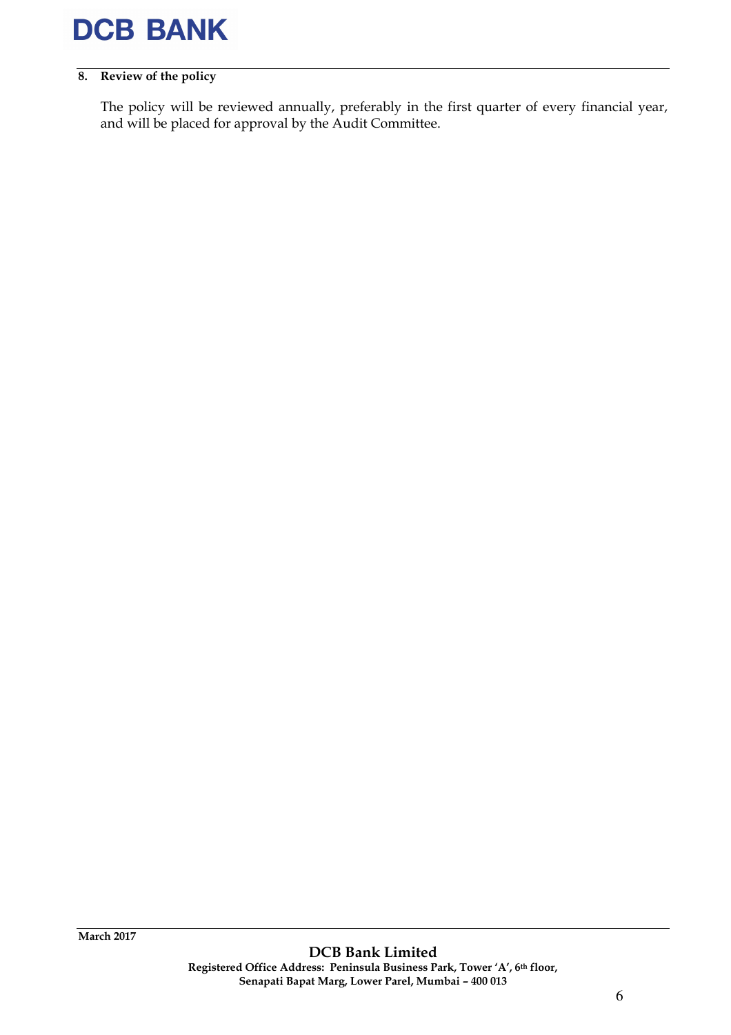## 8. Review of the policy

The policy will be reviewed annually, preferably in the first quarter of every financial year, and will be placed for approval by the Audit Committee.